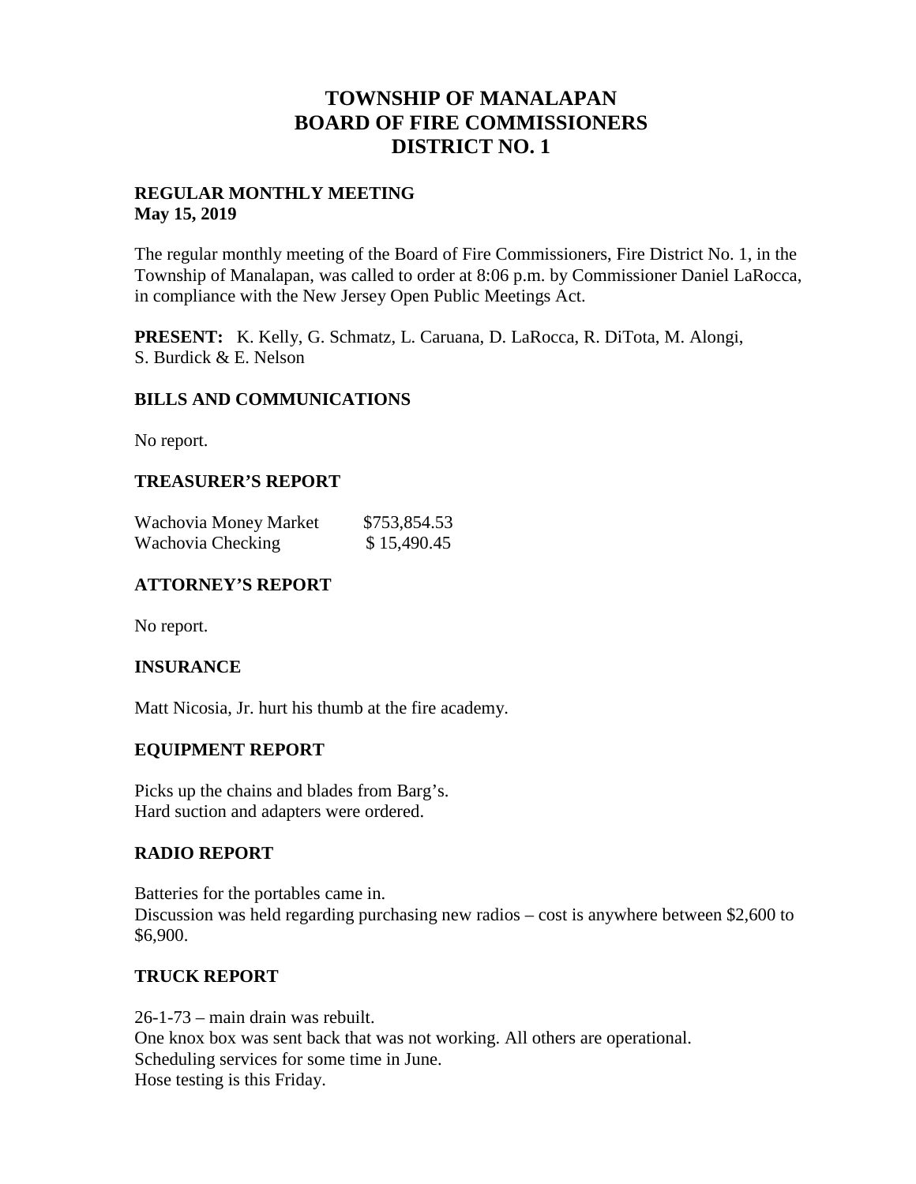# TOWNSHIP OF MANALAPAN
# BOARD OF FIRE COMMISSIONERS
# DISTRICT NO. 1

**REGULAR MONTHLY MEETING**
**May 15, 2019**

The regular monthly meeting of the Board of Fire Commissioners, Fire District No. 1, in the Township of Manalapan, was called to order at 8:06 p.m. by Commissioner Daniel LaRocca, in compliance with the New Jersey Open Public Meetings Act.

**PRESENT:** K. Kelly, G. Schmatz, L. Caruana, D. LaRocca, R. DiTota, M. Alongi, S. Burdick & E. Nelson

## BILLS AND COMMUNICATIONS

No report.

## TREASURER'S REPORT

| | |
|---|---|
| Wachovia Money Market | $753,854.53 |
| Wachovia Checking | $ 15,490.45 |

## ATTORNEY'S REPORT

No report.

## INSURANCE

Matt Nicosia, Jr. hurt his thumb at the fire academy.

## EQUIPMENT REPORT

Picks up the chains and blades from Barg's.
Hard suction and adapters were ordered.

## RADIO REPORT

Batteries for the portables came in.
Discussion was held regarding purchasing new radios – cost is anywhere between $2,600 to $6,900.

## TRUCK REPORT

26-1-73 – main drain was rebuilt.
One knox box was sent back that was not working. All others are operational.
Scheduling services for some time in June.
Hose testing is this Friday.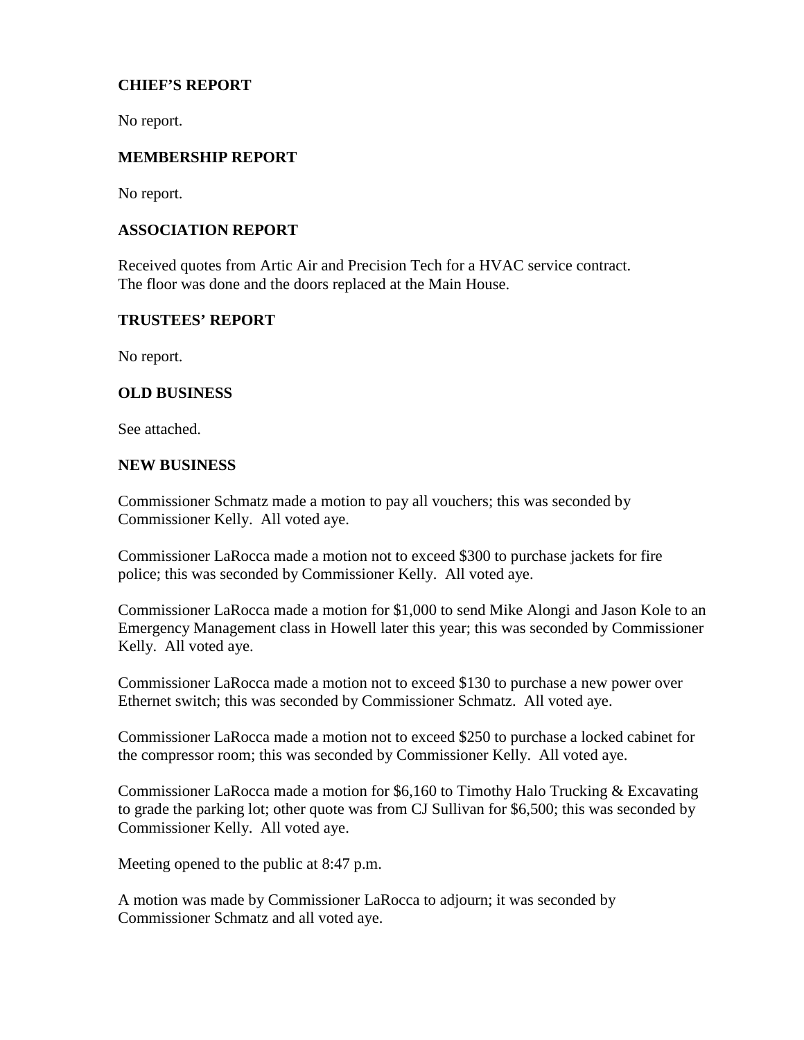## CHIEF'S REPORT

No report.

## MEMBERSHIP REPORT

No report.

## ASSOCIATION REPORT

Received quotes from Artic Air and Precision Tech for a HVAC service contract.
The floor was done and the doors replaced at the Main House.

## TRUSTEES' REPORT

No report.

## OLD BUSINESS

See attached.

## NEW BUSINESS

Commissioner Schmatz made a motion to pay all vouchers; this was seconded by Commissioner Kelly. All voted aye.

Commissioner LaRocca made a motion not to exceed $300 to purchase jackets for fire police; this was seconded by Commissioner Kelly. All voted aye.

Commissioner LaRocca made a motion for $1,000 to send Mike Alongi and Jason Kole to an Emergency Management class in Howell later this year; this was seconded by Commissioner Kelly. All voted aye.

Commissioner LaRocca made a motion not to exceed $130 to purchase a new power over Ethernet switch; this was seconded by Commissioner Schmatz. All voted aye.

Commissioner LaRocca made a motion not to exceed $250 to purchase a locked cabinet for the compressor room; this was seconded by Commissioner Kelly. All voted aye.

Commissioner LaRocca made a motion for $6,160 to Timothy Halo Trucking & Excavating to grade the parking lot; other quote was from CJ Sullivan for $6,500; this was seconded by Commissioner Kelly. All voted aye.

Meeting opened to the public at 8:47 p.m.

A motion was made by Commissioner LaRocca to adjourn; it was seconded by Commissioner Schmatz and all voted aye.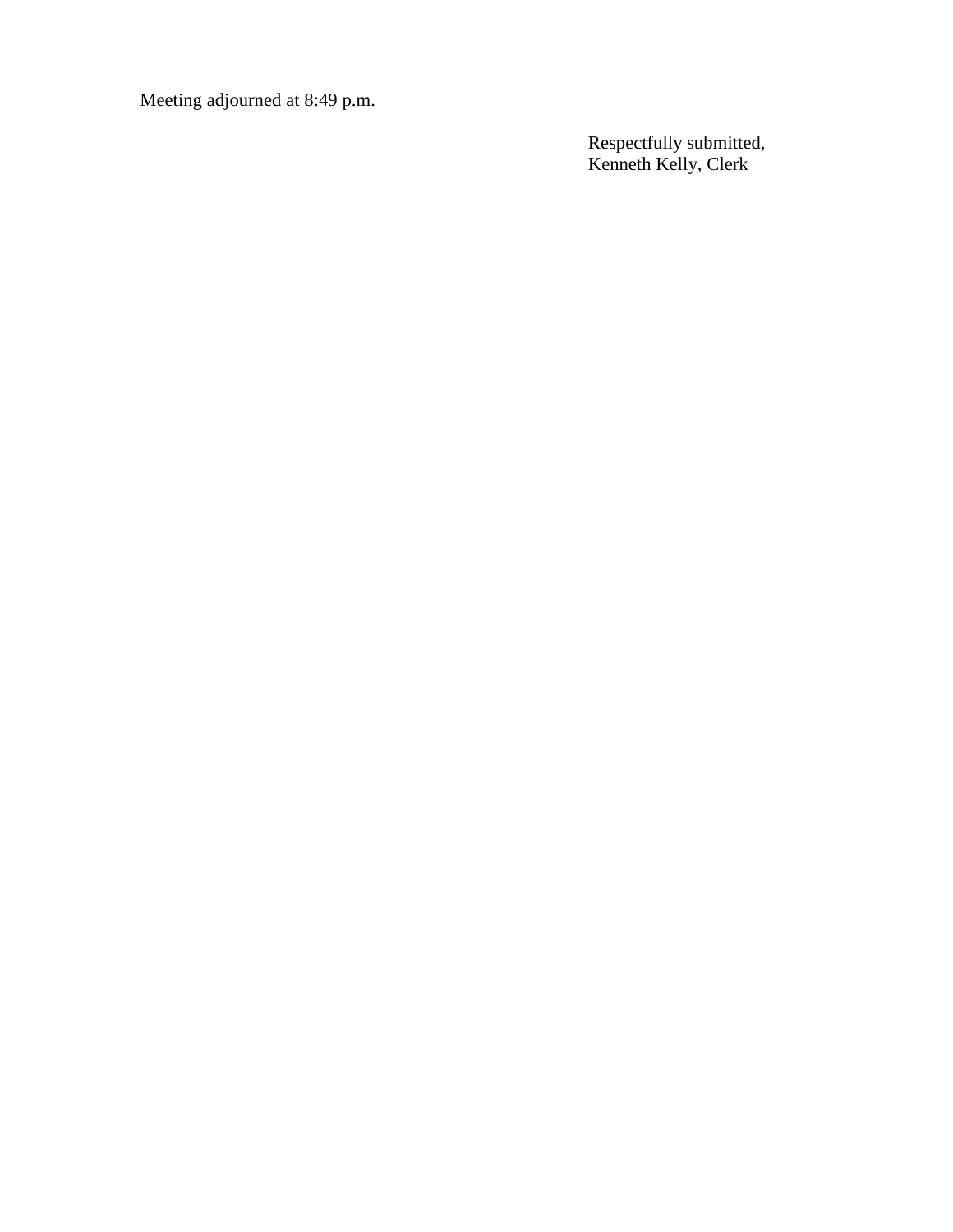Meeting adjourned at 8:49 p.m.

Respectfully submitted,
Kenneth Kelly, Clerk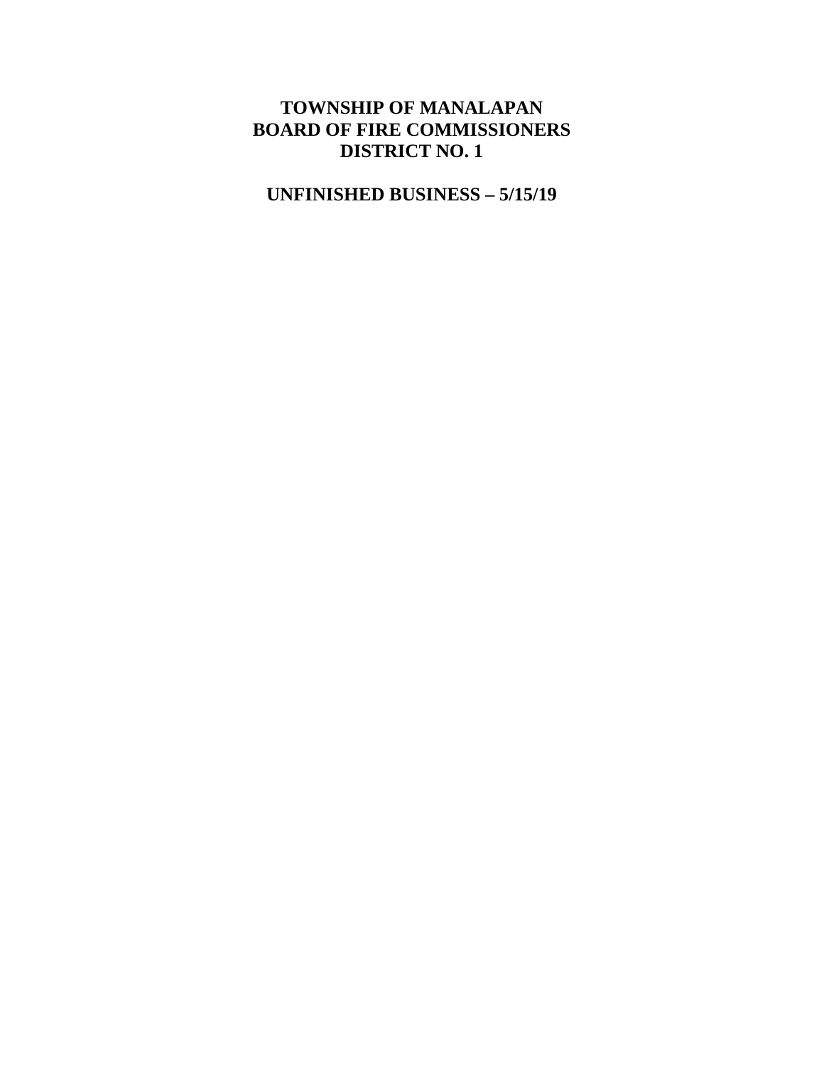# TOWNSHIP OF MANALAPAN
# BOARD OF FIRE COMMISSIONERS
# DISTRICT NO. 1

## UNFINISHED BUSINESS – 5/15/19